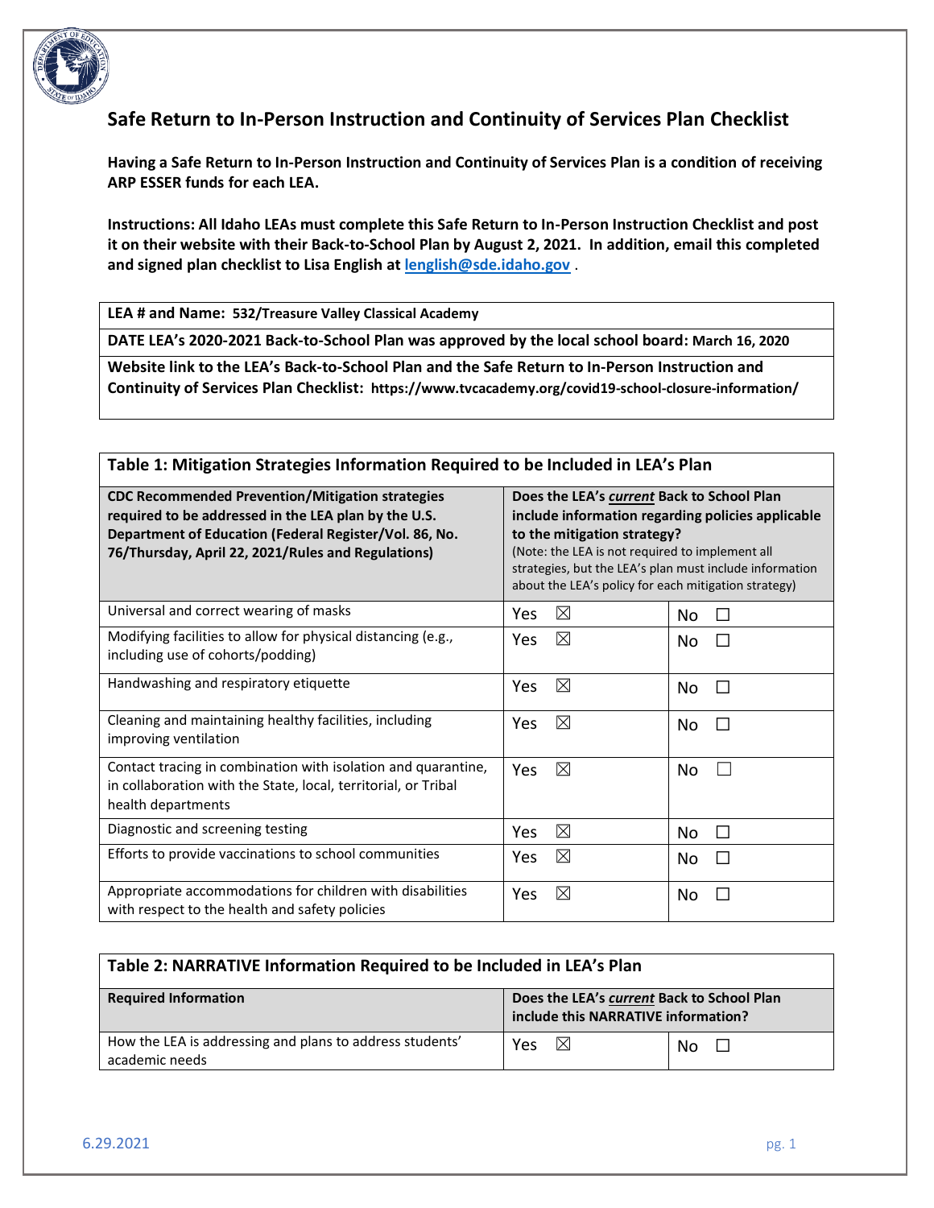# Safe Return to In-Person Instruction and Continuity of Services Plan Checklist

**Having a Safe Return to In-Person Instruction and Continuity of Services Plan is a condition of receiving ARP ESSER funds for each LEA.**

**Instructions: All Idaho LEAs must complete this Safe Return to In-Person Instruction Checklist and post it on their website with their Back-to-School Plan by August 2, 2021. In addition, email this completed and signed plan checklist to Lisa English at lenglish@sde.idaho.gov .**

| |
|---|
| **LEA # and Name:** **532/Treasure Valley Classical Academy** |
| **DATE LEA's 2020-2021 Back-to-School Plan was approved by the local school board:** **March 16, 2020** |
| **Website link to the LEA's Back-to-School Plan and the Safe Return to In-Person Instruction and Continuity of Services Plan Checklist:** **https://www.tvcacademy.org/covid19-school-closure-information/** |

| **Table 1: Mitigation Strategies Information Required to be Included in LEA's Plan** | | |
|---|---|---|
| **CDC Recommended Prevention/Mitigation strategies required to be addressed in the LEA plan by the U.S. Department of Education (Federal Register/Vol. 86, No. 76/Thursday, April 22, 2021/Rules and Regulations)** | **Does the LEA's *current* Back to School Plan include information regarding policies applicable to the mitigation strategy?** (Note: the LEA is not required to implement all strategies, but the LEA's plan must include information about the LEA's policy for each mitigation strategy) | |
| Universal and correct wearing of masks | Yes ☒ | No ☐ |
| Modifying facilities to allow for physical distancing (e.g., including use of cohorts/podding) | Yes ☒ | No ☐ |
| Handwashing and respiratory etiquette | Yes ☒ | No ☐ |
| Cleaning and maintaining healthy facilities, including improving ventilation | Yes ☒ | No ☐ |
| Contact tracing in combination with isolation and quarantine, in collaboration with the State, local, territorial, or Tribal health departments | Yes ☒ | No ☐ |
| Diagnostic and screening testing | Yes ☒ | No ☐ |
| Efforts to provide vaccinations to school communities | Yes ☒ | No ☐ |
| Appropriate accommodations for children with disabilities with respect to the health and safety policies | Yes ☒ | No ☐ |

| **Table 2: NARRATIVE Information Required to be Included in LEA's Plan** | | |
|---|---|---|
| **Required Information** | **Does the LEA's *current* Back to School Plan include this NARRATIVE information?** | |
| How the LEA is addressing and plans to address students' academic needs | Yes ☒ | No ☐ |

6.29.2021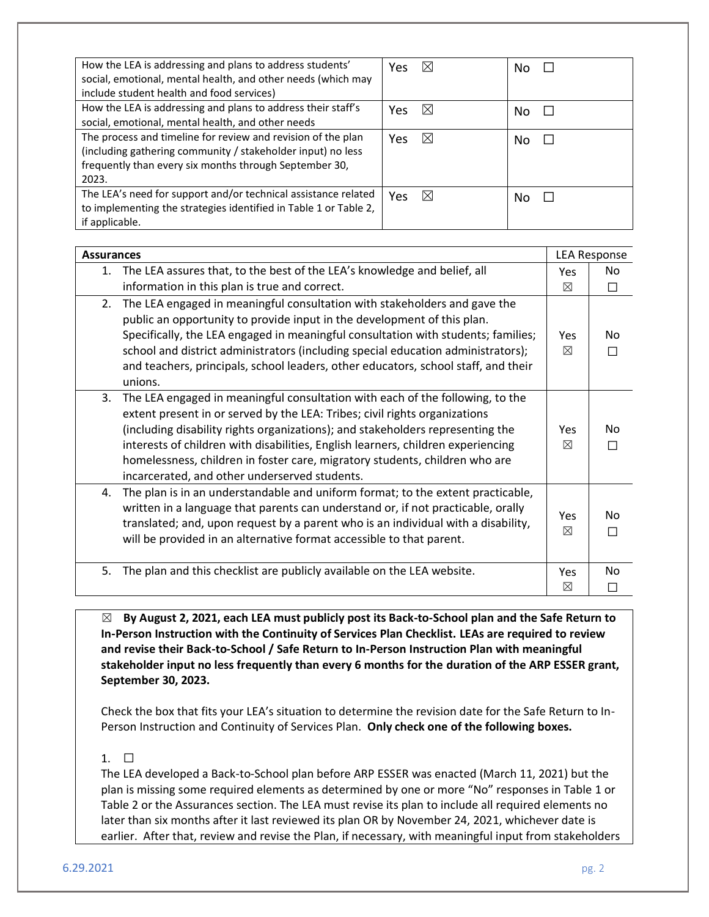| | | |
|---|---|---|
| How the LEA is addressing and plans to address students' social, emotional, mental health, and other needs (which may include student health and food services) | Yes ☒ | No ☐ |
| How the LEA is addressing and plans to address their staff's social, emotional, mental health, and other needs | Yes ☒ | No ☐ |
| The process and timeline for review and revision of the plan (including gathering community / stakeholder input) no less frequently than every six months through September 30, 2023. | Yes ☒ | No ☐ |
| The LEA's need for support and/or technical assistance related to implementing the strategies identified in Table 1 or Table 2, if applicable. | Yes ☒ | No ☐ |

| **Assurances** | LEA Response | |
|---|---|---|
| 1. The LEA assures that, to the best of the LEA's knowledge and belief, all information in this plan is true and correct. | Yes ☒ | No ☐ |
| 2. The LEA engaged in meaningful consultation with stakeholders and gave the public an opportunity to provide input in the development of this plan. Specifically, the LEA engaged in meaningful consultation with students; families; school and district administrators (including special education administrators); and teachers, principals, school leaders, other educators, school staff, and their unions. | Yes ☒ | No ☐ |
| 3. The LEA engaged in meaningful consultation with each of the following, to the extent present in or served by the LEA: Tribes; civil rights organizations (including disability rights organizations); and stakeholders representing the interests of children with disabilities, English learners, children experiencing homelessness, children in foster care, migratory students, children who are incarcerated, and other underserved students. | Yes ☒ | No ☐ |
| 4. The plan is in an understandable and uniform format; to the extent practicable, written in a language that parents can understand or, if not practicable, orally translated; and, upon request by a parent who is an individual with a disability, will be provided in an alternative format accessible to that parent. | Yes ☒ | No ☐ |
| 5. The plan and this checklist are publicly available on the LEA website. | Yes ☒ | No ☐ |

☒ **By August 2, 2021, each LEA must publicly post its Back-to-School plan and the Safe Return to In-Person Instruction with the Continuity of Services Plan Checklist. LEAs are required to review and revise their Back-to-School / Safe Return to In-Person Instruction Plan with meaningful stakeholder input no less frequently than every 6 months for the duration of the ARP ESSER grant, September 30, 2023.**

Check the box that fits your LEA's situation to determine the revision date for the Safe Return to In-Person Instruction and Continuity of Services Plan. **Only check one of the following boxes.**

1. ☐
The LEA developed a Back-to-School plan before ARP ESSER was enacted (March 11, 2021) but the plan is missing some required elements as determined by one or more "No" responses in Table 1 or Table 2 or the Assurances section. The LEA must revise its plan to include all required elements no later than six months after it last reviewed its plan OR by November 24, 2021, whichever date is earlier. After that, review and revise the Plan, if necessary, with meaningful input from stakeholders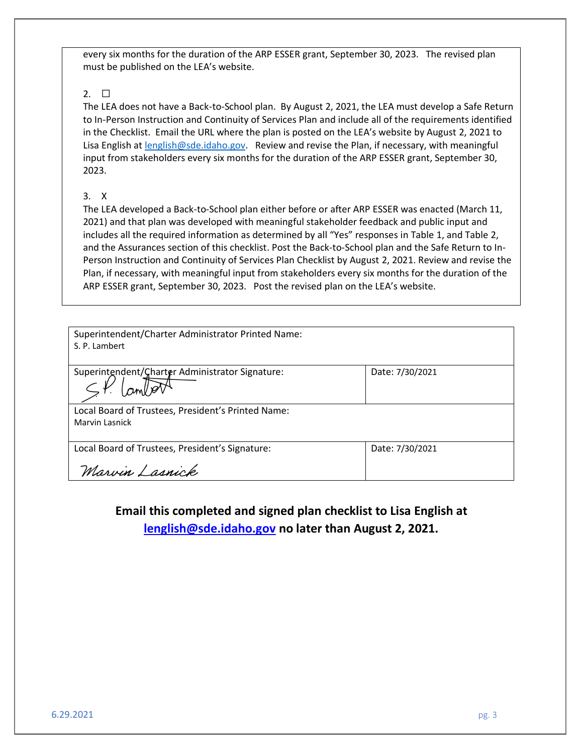every six months for the duration of the ARP ESSER grant, September 30, 2023. The revised plan must be published on the LEA's website.

2. ☐
The LEA does not have a Back-to-School plan. By August 2, 2021, the LEA must develop a Safe Return to In-Person Instruction and Continuity of Services Plan and include all of the requirements identified in the Checklist. Email the URL where the plan is posted on the LEA's website by August 2, 2021 to Lisa English at lenglish@sde.idaho.gov. Review and revise the Plan, if necessary, with meaningful input from stakeholders every six months for the duration of the ARP ESSER grant, September 30, 2023.

3. X
The LEA developed a Back-to-School plan either before or after ARP ESSER was enacted (March 11, 2021) and that plan was developed with meaningful stakeholder feedback and public input and includes all the required information as determined by all "Yes" responses in Table 1, and Table 2, and the Assurances section of this checklist. Post the Back-to-School plan and the Safe Return to In-Person Instruction and Continuity of Services Plan Checklist by August 2, 2021. Review and revise the Plan, if necessary, with meaningful input from stakeholders every six months for the duration of the ARP ESSER grant, September 30, 2023. Post the revised plan on the LEA's website.

| | |
|---|---|
| Superintendent/Charter Administrator Printed Name: S. P. Lambert | |
| Superintendent/Charter Administrator Signature: S.P. Lambert | Date: 7/30/2021 |
| Local Board of Trustees, President's Printed Name: Marvin Lasnick | |
| Local Board of Trustees, President's Signature: Marvin Lasnick | Date: 7/30/2021 |

**Email this completed and signed plan checklist to Lisa English at lenglish@sde.idaho.gov no later than August 2, 2021.**

6.29.2021